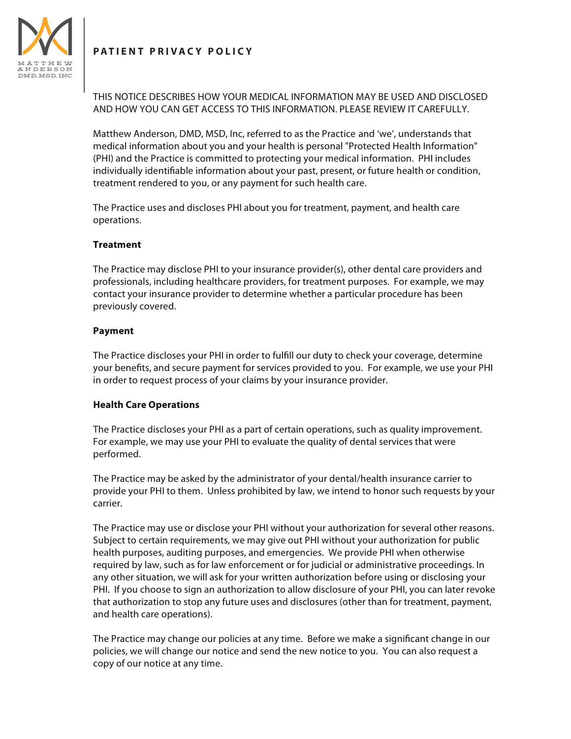MATTHEW ANDERSON DMD, MSD, INC

# PATIENT PRIVACY POLICY

THIS NOTICE DESCRIBES HOW YOUR MEDICAL INFORMATION MAY BE USED AND DISCLOSED AND HOW YOU CAN GET ACCESS TO THIS INFORMATION. PLEASE REVIEW IT CAREFULLY.

Matthew Anderson, DMD, MSD, Inc, referred to as the Practice and 'we', understands that medical information about you and your health is personal "Protected Health Information" (PHI) and the Practice is committed to protecting your medical information. PHI includes individually identifiable information about your past, present, or future health or condition, treatment rendered to you, or any payment for such health care.

The Practice uses and discloses PHI about you for treatment, payment, and health care operations.

**Treatment**

The Practice may disclose PHI to your insurance provider(s), other dental care providers and professionals, including healthcare providers, for treatment purposes. For example, we may contact your insurance provider to determine whether a particular procedure has been previously covered.

**Payment**

The Practice discloses your PHI in order to fulfill our duty to check your coverage, determine your benefits, and secure payment for services provided to you. For example, we use your PHI in order to request process of your claims by your insurance provider.

**Health Care Operations**

The Practice discloses your PHI as a part of certain operations, such as quality improvement. For example, we may use your PHI to evaluate the quality of dental services that were performed.

The Practice may be asked by the administrator of your dental/health insurance carrier to provide your PHI to them. Unless prohibited by law, we intend to honor such requests by your carrier.

The Practice may use or disclose your PHI without your authorization for several other reasons. Subject to certain requirements, we may give out PHI without your authorization for public health purposes, auditing purposes, and emergencies. We provide PHI when otherwise required by law, such as for law enforcement or for judicial or administrative proceedings. In any other situation, we will ask for your written authorization before using or disclosing your PHI. If you choose to sign an authorization to allow disclosure of your PHI, you can later revoke that authorization to stop any future uses and disclosures (other than for treatment, payment, and health care operations).

The Practice may change our policies at any time. Before we make a significant change in our policies, we will change our notice and send the new notice to you. You can also request a copy of our notice at any time.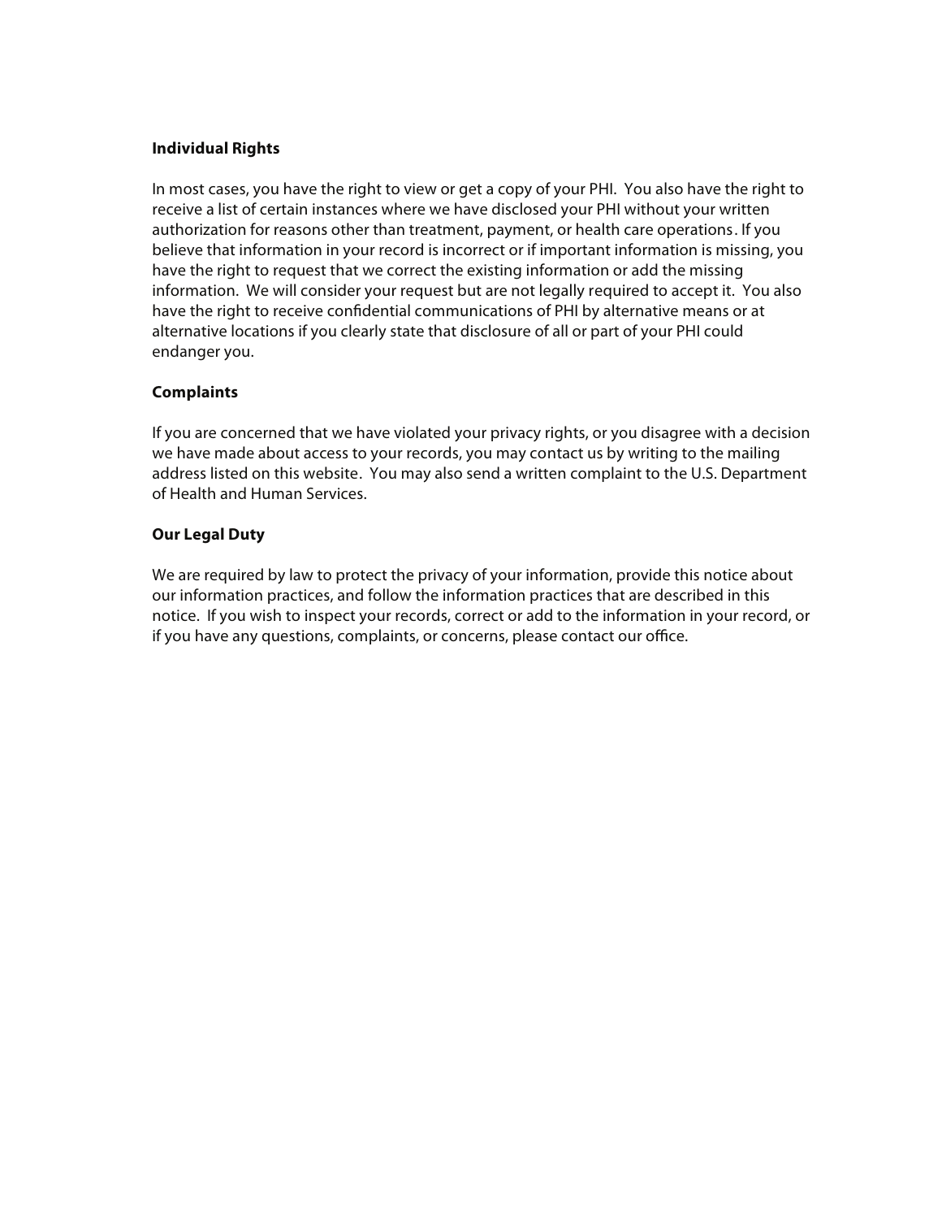**Individual Rights**

In most cases, you have the right to view or get a copy of your PHI. You also have the right to receive a list of certain instances where we have disclosed your PHI without your written authorization for reasons other than treatment, payment, or health care operations. If you believe that information in your record is incorrect or if important information is missing, you have the right to request that we correct the existing information or add the missing information. We will consider your request but are not legally required to accept it. You also have the right to receive confidential communications of PHI by alternative means or at alternative locations if you clearly state that disclosure of all or part of your PHI could endanger you.

**Complaints**

If you are concerned that we have violated your privacy rights, or you disagree with a decision we have made about access to your records, you may contact us by writing to the mailing address listed on this website. You may also send a written complaint to the U.S. Department of Health and Human Services.

**Our Legal Duty**

We are required by law to protect the privacy of your information, provide this notice about our information practices, and follow the information practices that are described in this notice. If you wish to inspect your records, correct or add to the information in your record, or if you have any questions, complaints, or concerns, please contact our office.